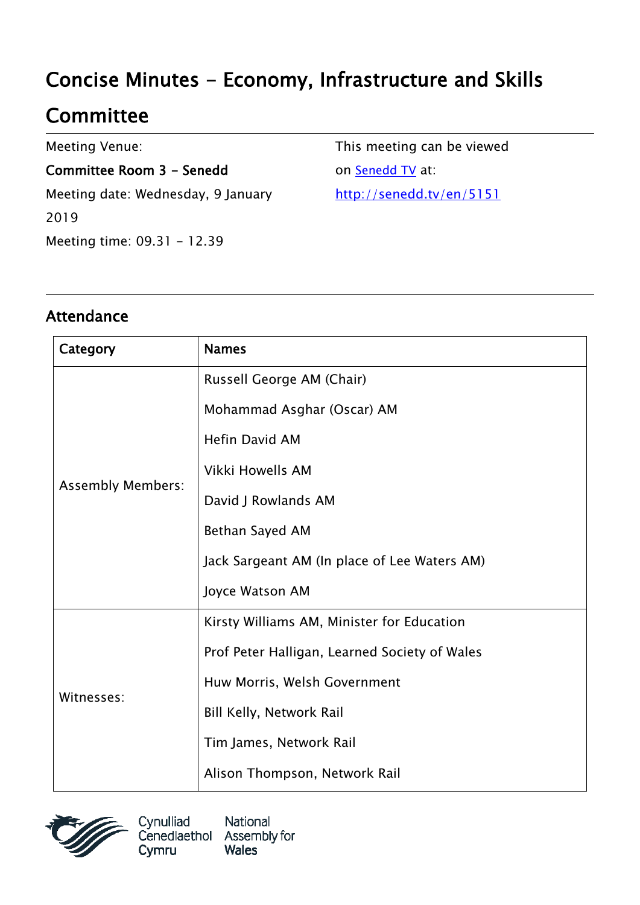# Concise Minutes - Economy, Infrastructure and Skills Committee

Meeting Venue:

**Committee Room 3 - Senedd**

Meeting date: Wednesday, 9 January 2019

Meeting time: 09.31 - 12.39

This meeting can be viewed on [Senedd TV](http://senedd.tv/en/5151) at:

http://senedd.tv/en/5151

---

## Attendance

| Category | Names |
|---|---|
| Assembly Members: | Russell George AM (Chair)<br>Mohammad Asghar (Oscar) AM<br>Hefin David AM<br>Vikki Howells AM<br>David J Rowlands AM<br>Bethan Sayed AM<br>Jack Sargeant AM (In place of Lee Waters AM)<br>Joyce Watson AM |
| Witnesses: | Kirsty Williams AM, Minister for Education<br>Prof Peter Halligan, Learned Society of Wales<br>Huw Morris, Welsh Government<br>Bill Kelly, Network Rail<br>Tim James, Network Rail<br>Alison Thompson, Network Rail |

Cynulliad Cenedlaethol Cymru | National Assembly for Wales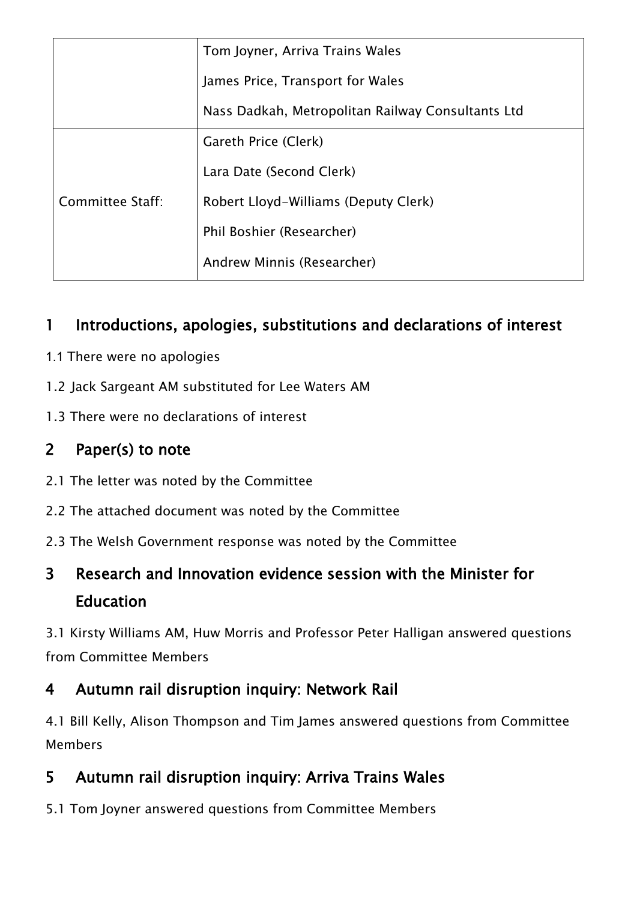| | |
|---|---|
| | Tom Joyner, Arriva Trains Wales<br>James Price, Transport for Wales<br>Nass Dadkah, Metropolitan Railway Consultants Ltd |
| Committee Staff: | Gareth Price (Clerk)<br>Lara Date (Second Clerk)<br>Robert Lloyd-Williams (Deputy Clerk)<br>Phil Boshier (Researcher)<br>Andrew Minnis (Researcher) |

## 1 Introductions, apologies, substitutions and declarations of interest

1.1 There were no apologies

1.2 Jack Sargeant AM substituted for Lee Waters AM

1.3 There were no declarations of interest

## 2 Paper(s) to note

2.1 The letter was noted by the Committee

2.2 The attached document was noted by the Committee

2.3 The Welsh Government response was noted by the Committee

## 3 Research and Innovation evidence session with the Minister for Education

3.1 Kirsty Williams AM, Huw Morris and Professor Peter Halligan answered questions from Committee Members

## 4 Autumn rail disruption inquiry: Network Rail

4.1 Bill Kelly, Alison Thompson and Tim James answered questions from Committee Members

## 5 Autumn rail disruption inquiry: Arriva Trains Wales

5.1 Tom Joyner answered questions from Committee Members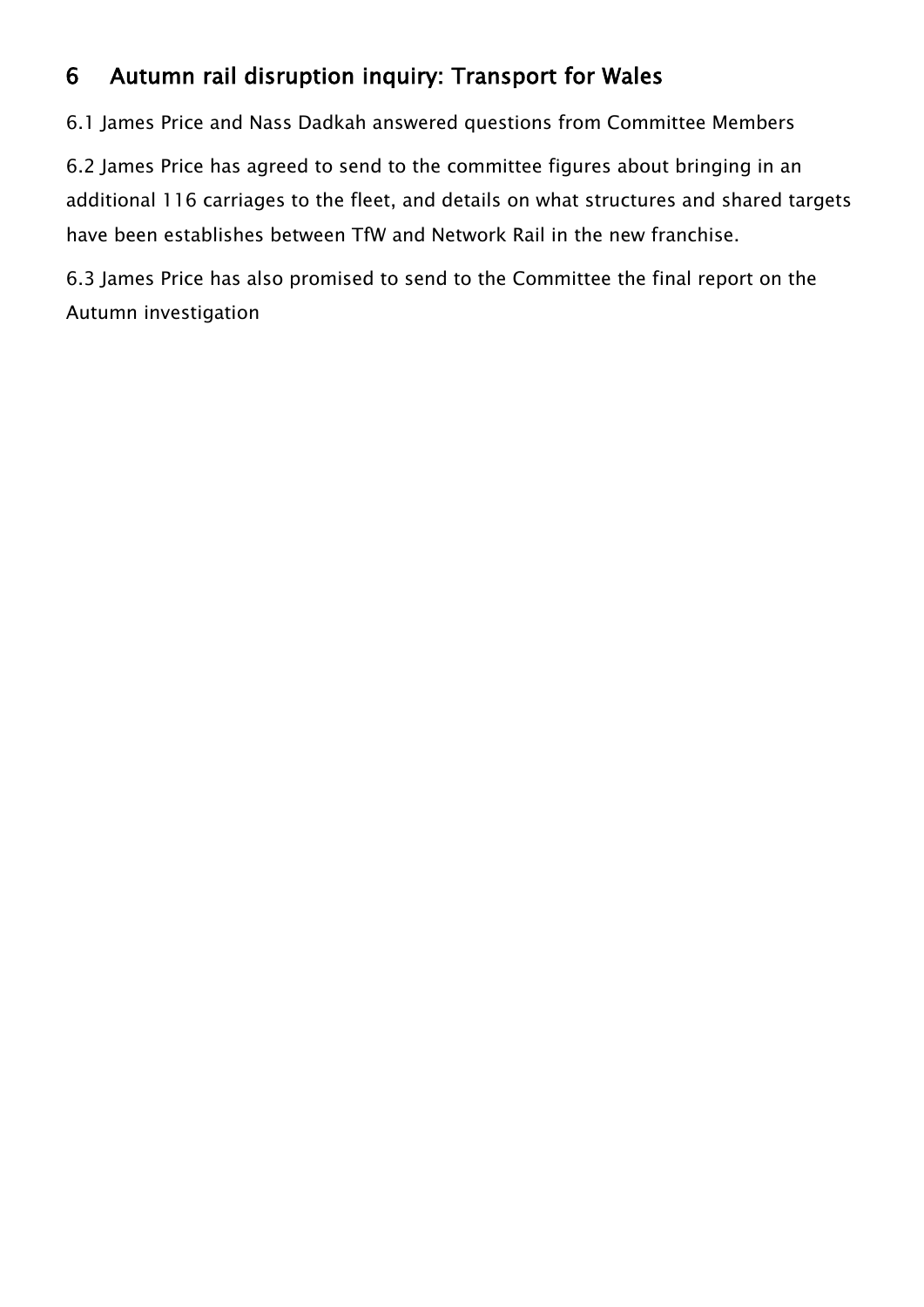## 6 Autumn rail disruption inquiry: Transport for Wales

6.1 James Price and Nass Dadkah answered questions from Committee Members

6.2 James Price has agreed to send to the committee figures about bringing in an additional 116 carriages to the fleet, and details on what structures and shared targets have been establishes between TfW and Network Rail in the new franchise.

6.3 James Price has also promised to send to the Committee the final report on the Autumn investigation